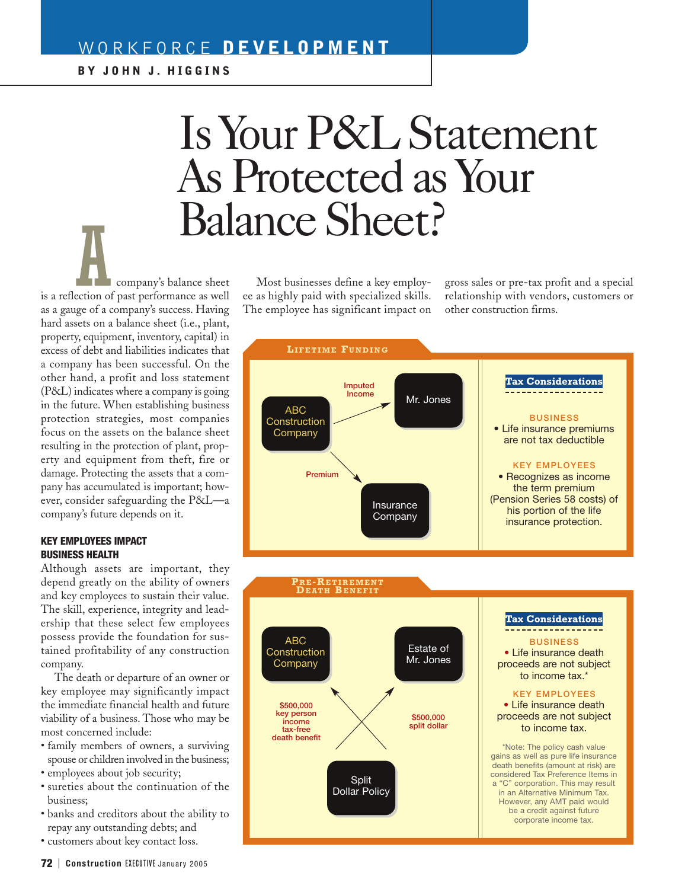# Is Your P&L Statement As Protected as Your Balance Sheet?

WORKFORCE DEVELOPMENT

BY JOHN J. HIGGINS

A company's balance sheet is a reflection of past performance as well as a gauge of a company's success. Having hard assets on a balance sheet (i.e., plant, property, equipment, inventory, capital) in excess of debt and liabilities indicates that a company has been successful. On the other hand, a profit and loss statement (P&L) indicates where a company is going in the future. When establishing business protection strategies, most companies focus on the assets on the balance sheet resulting in the protection of plant, property and equipment from theft, fire or damage. Protecting the assets that a company has accumulated is important; however, consider safeguarding the P&L—a company's future depends on it.

### KEY EMPLOYEES IMPACT BUSINESS HEALTH

Although assets are important, they depend greatly on the ability of owners and key employees to sustain their value. The skill, experience, integrity and leadership that these select few employees possess provide the foundation for sustained profitability of any construction company.

The death or departure of an owner or key employee may significantly impact the immediate financial health and future viability of a business. Those who may be most concerned include:

- family members of owners, a surviving spouse or children involved in the business;
- employees about job security;
- sureties about the continuation of the business;
- banks and creditors about the ability to repay any outstanding debts; and
- customers about key contact loss.

Most businesses define a key employee as highly paid with specialized skills. The employee has significant impact on gross sales or pre-tax profit and a special relationship with vendors, customers or other construction firms.

**LIFETIME FUNDING**

- ABC Construction Company → Mr. Jones: Imputed Income
- ABC Construction Company → Insurance Company: Premium

**Tax Considerations**

BUSINESS
- Life insurance premiums are not tax deductible

KEY EMPLOYEES
- Recognizes as income the term premium (Pension Series 58 costs) of his portion of the life insurance protection.

**PRE-RETIREMENT DEATH BENEFIT**

- Split Dollar Policy → ABC Construction Company: $500,000 key person income tax-free death benefit
- Split Dollar Policy → Estate of Mr. Jones: $500,000 split dollar

**Tax Considerations**

BUSINESS
- Life insurance death proceeds are not subject to income tax.*

KEY EMPLOYEES
- Life insurance death proceeds are not subject to income tax.

*Note: The policy cash value gains as well as pure life insurance death benefits (amount at risk) are considered Tax Preference Items in a "C" corporation. This may result in an Alternative Minimum Tax. However, any AMT paid would be a credit against future corporate income tax.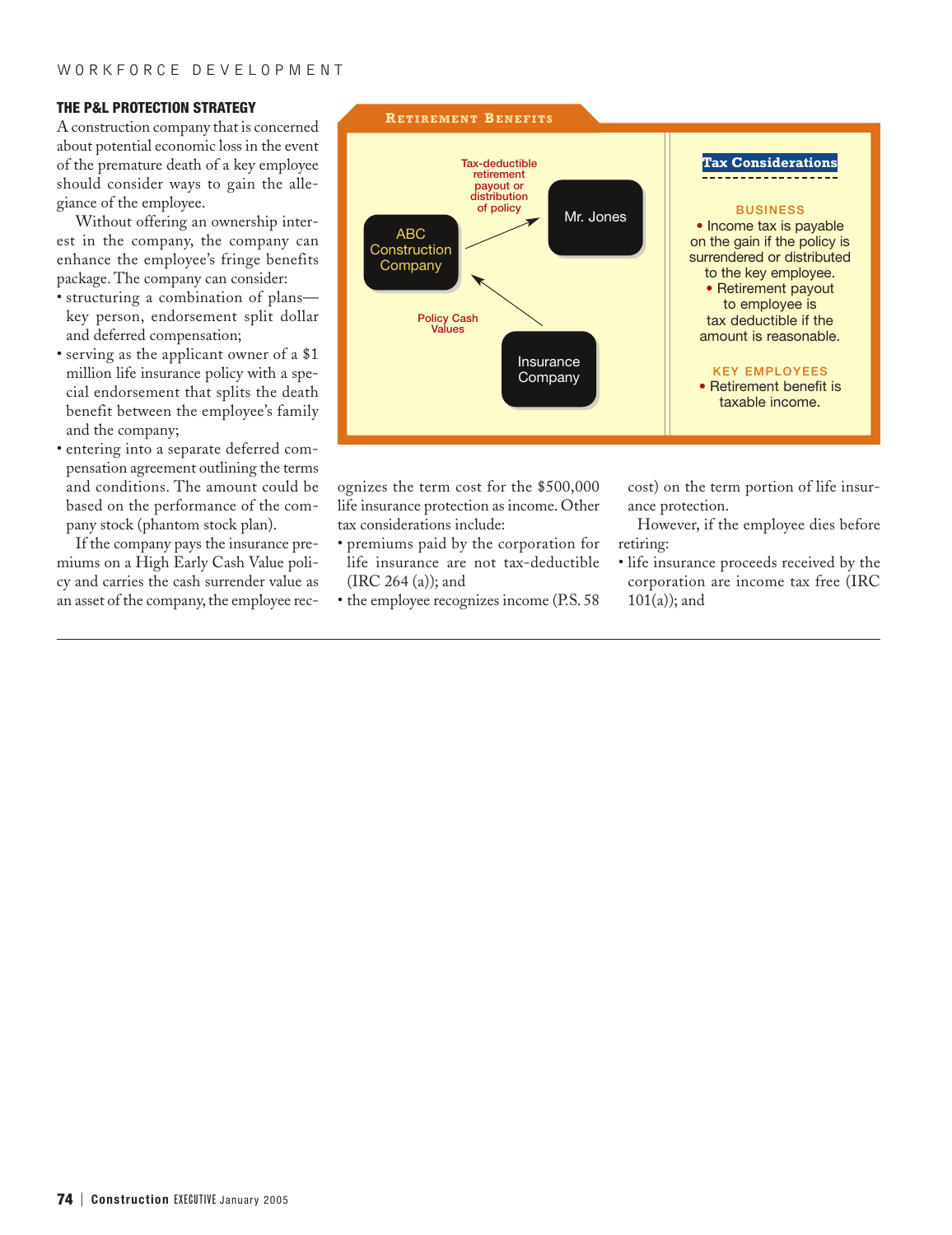### THE P&L PROTECTION STRATEGY

A construction company that is concerned about potential economic loss in the event of the premature death of a key employee should consider ways to gain the allegiance of the employee.

Without offering an ownership interest in the company, the company can enhance the employee's fringe benefits package. The company can consider:

- structuring a combination of plans—key person, endorsement split dollar and deferred compensation;
- serving as the applicant owner of a $1 million life insurance policy with a special endorsement that splits the death benefit between the employee's family and the company;
- entering into a separate deferred compensation agreement outlining the terms and conditions. The amount could be based on the performance of the company stock (phantom stock plan).

If the company pays the insurance premiums on a High Early Cash Value policy and carries the cash surrender value as an asset of the company, the employee recognizes the term cost for the $500,000 life insurance protection as income. Other tax considerations include:

- premiums paid by the corporation for life insurance are not tax-deductible (IRC 264 (a)); and
- the employee recognizes income (P.S. 58 cost) on the term portion of life insurance protection.

However, if the employee dies before retiring:

- life insurance proceeds received by the corporation are income tax free (IRC 101(a)); and

**RETIREMENT BENEFITS**

ABC Construction Company → Mr. Jones: Tax-deductible retirement payout or distribution of policy

Insurance Company → ABC Construction Company: Policy Cash Values

**Tax Considerations**

BUSINESS

- Income tax is payable on the gain if the policy is surrendered or distributed to the key employee.
- Retirement payout to employee is tax deductible if the amount is reasonable.

KEY EMPLOYEES

- Retirement benefit is taxable income.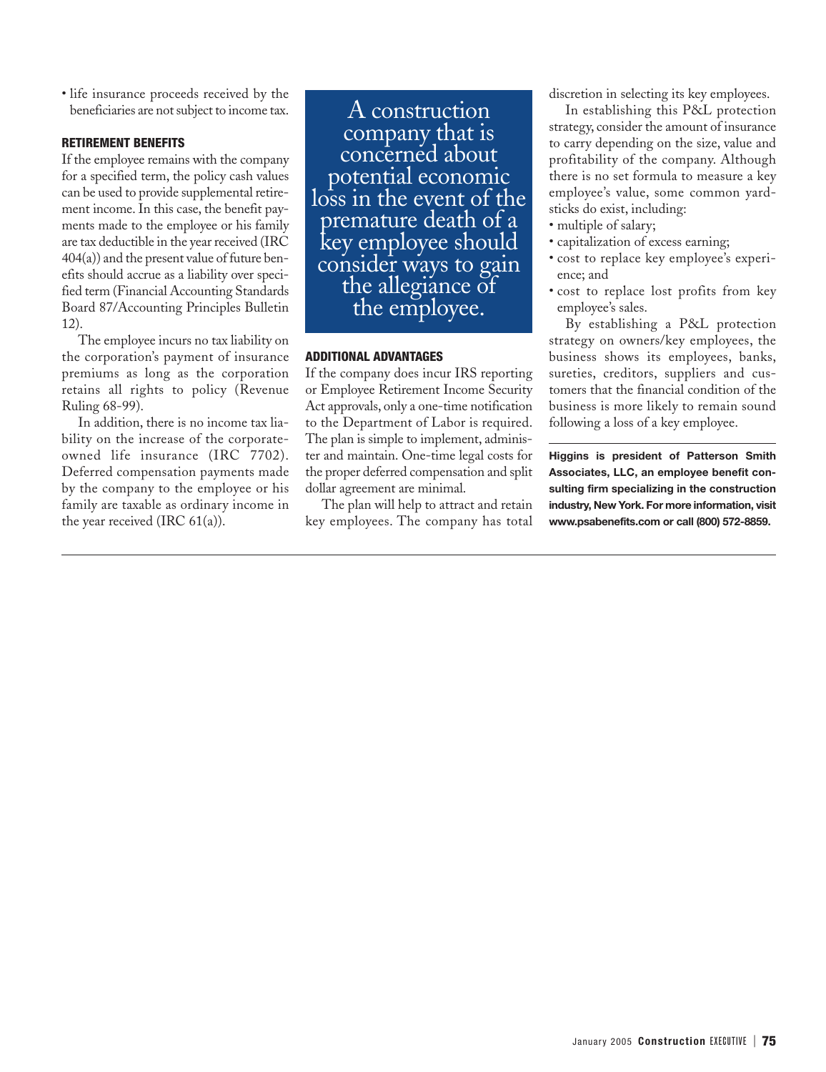- life insurance proceeds received by the beneficiaries are not subject to income tax.

#### RETIREMENT BENEFITS

If the employee remains with the company for a specified term, the policy cash values can be used to provide supplemental retirement income. In this case, the benefit payments made to the employee or his family are tax deductible in the year received (IRC 404(a)) and the present value of future benefits should accrue as a liability over specified term (Financial Accounting Standards Board 87/Accounting Principles Bulletin 12).

The employee incurs no tax liability on the corporation's payment of insurance premiums as long as the corporation retains all rights to policy (Revenue Ruling 68-99).

In addition, there is no income tax liability on the increase of the corporate-owned life insurance (IRC 7702). Deferred compensation payments made by the company to the employee or his family are taxable as ordinary income in the year received (IRC 61(a)).

> A construction company that is concerned about potential economic loss in the event of the premature death of a key employee should consider ways to gain the allegiance of the employee.

#### ADDITIONAL ADVANTAGES

If the company does incur IRS reporting or Employee Retirement Income Security Act approvals, only a one-time notification to the Department of Labor is required. The plan is simple to implement, administer and maintain. One-time legal costs for the proper deferred compensation and split dollar agreement are minimal.

The plan will help to attract and retain key employees. The company has total discretion in selecting its key employees.

In establishing this P&L protection strategy, consider the amount of insurance to carry depending on the size, value and profitability of the company. Although there is no set formula to measure a key employee's value, some common yardsticks do exist, including:

- multiple of salary;
- capitalization of excess earning;
- cost to replace key employee's experience; and
- cost to replace lost profits from key employee's sales.

By establishing a P&L protection strategy on owners/key employees, the business shows its employees, banks, sureties, creditors, suppliers and customers that the financial condition of the business is more likely to remain sound following a loss of a key employee.

**Higgins is president of Patterson Smith Associates, LLC, an employee benefit consulting firm specializing in the construction industry, New York. For more information, visit www.psabenefits.com or call (800) 572-8859.**